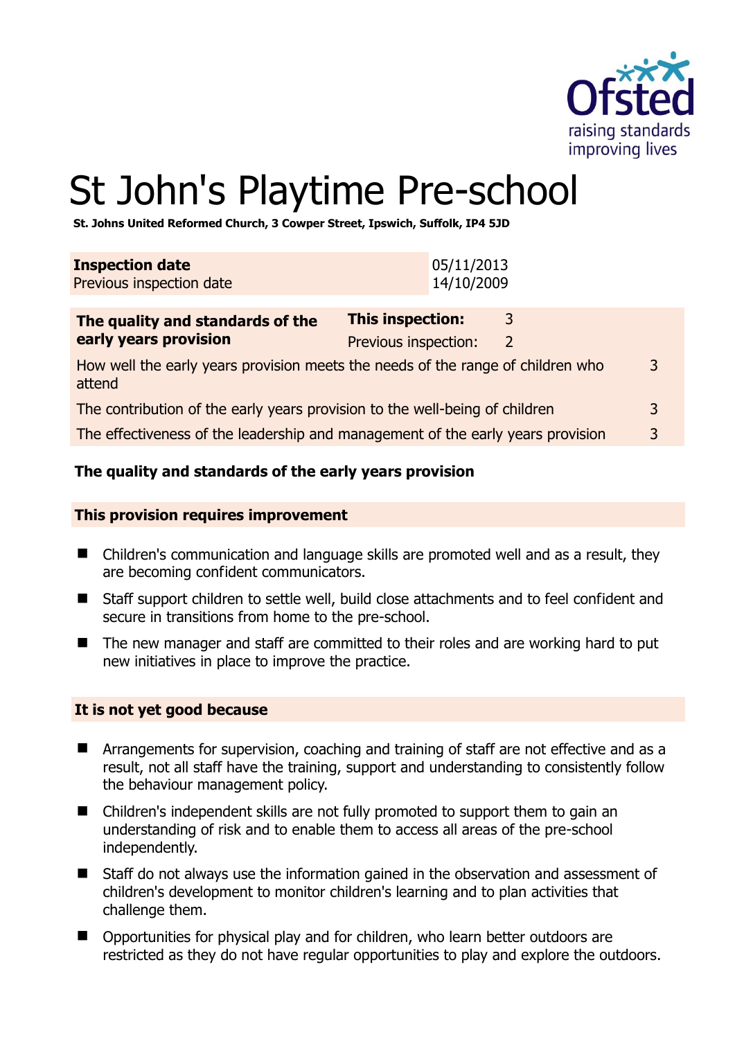# St John's Playtime Pre-school

**St. Johns United Reformed Church, 3 Cowper Street, Ipswich, Suffolk, IP4 5JD**

| **Inspection date** | 05/11/2013 |
|---|---|
| Previous inspection date | 14/10/2009 |

| **The quality and standards of the early years provision** | **This inspection:** | 3 |
|---|---|---|
| | Previous inspection: | 2 |
| How well the early years provision meets the needs of the range of children who attend | | 3 |
| The contribution of the early years provision to the well-being of children | | 3 |
| The effectiveness of the leadership and management of the early years provision | | 3 |

## The quality and standards of the early years provision

### This provision requires improvement

- Children's communication and language skills are promoted well and as a result, they are becoming confident communicators.
- Staff support children to settle well, build close attachments and to feel confident and secure in transitions from home to the pre-school.
- The new manager and staff are committed to their roles and are working hard to put new initiatives in place to improve the practice.

### It is not yet good because

- Arrangements for supervision, coaching and training of staff are not effective and as a result, not all staff have the training, support and understanding to consistently follow the behaviour management policy.
- Children's independent skills are not fully promoted to support them to gain an understanding of risk and to enable them to access all areas of the pre-school independently.
- Staff do not always use the information gained in the observation and assessment of children's development to monitor children's learning and to plan activities that challenge them.
- Opportunities for physical play and for children, who learn better outdoors are restricted as they do not have regular opportunities to play and explore the outdoors.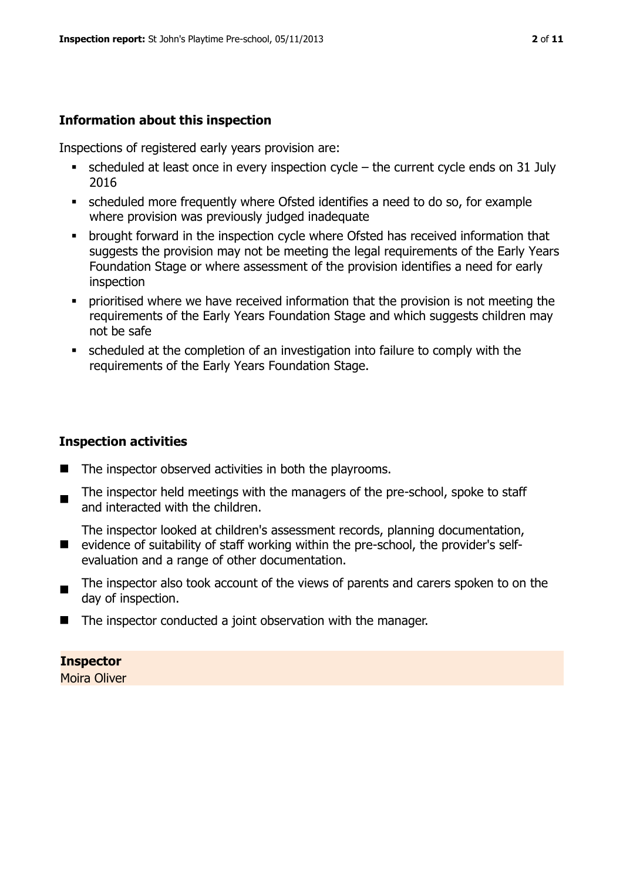## Information about this inspection

Inspections of registered early years provision are:

- scheduled at least once in every inspection cycle – the current cycle ends on 31 July 2016
- scheduled more frequently where Ofsted identifies a need to do so, for example where provision was previously judged inadequate
- brought forward in the inspection cycle where Ofsted has received information that suggests the provision may not be meeting the legal requirements of the Early Years Foundation Stage or where assessment of the provision identifies a need for early inspection
- prioritised where we have received information that the provision is not meeting the requirements of the Early Years Foundation Stage and which suggests children may not be safe
- scheduled at the completion of an investigation into failure to comply with the requirements of the Early Years Foundation Stage.

## Inspection activities

- The inspector observed activities in both the playrooms.
- The inspector held meetings with the managers of the pre-school, spoke to staff and interacted with the children.
- The inspector looked at children's assessment records, planning documentation, evidence of suitability of staff working within the pre-school, the provider's self-evaluation and a range of other documentation.
- The inspector also took account of the views of parents and carers spoken to on the day of inspection.
- The inspector conducted a joint observation with the manager.

**Inspector**
Moira Oliver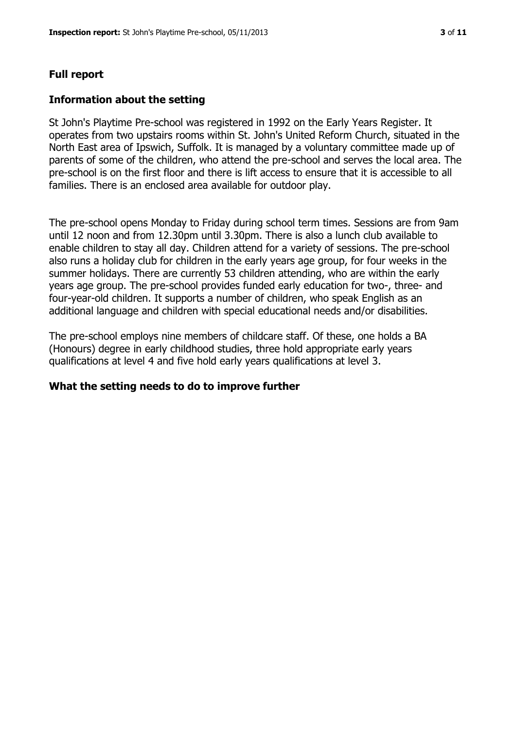## Full report

### Information about the setting

St John's Playtime Pre-school was registered in 1992 on the Early Years Register. It operates from two upstairs rooms within St. John's United Reform Church, situated in the North East area of Ipswich, Suffolk. It is managed by a voluntary committee made up of parents of some of the children, who attend the pre-school and serves the local area. The pre-school is on the first floor and there is lift access to ensure that it is accessible to all families. There is an enclosed area available for outdoor play.

The pre-school opens Monday to Friday during school term times. Sessions are from 9am until 12 noon and from 12.30pm until 3.30pm. There is also a lunch club available to enable children to stay all day. Children attend for a variety of sessions. The pre-school also runs a holiday club for children in the early years age group, for four weeks in the summer holidays. There are currently 53 children attending, who are within the early years age group. The pre-school provides funded early education for two-, three- and four-year-old children. It supports a number of children, who speak English as an additional language and children with special educational needs and/or disabilities.

The pre-school employs nine members of childcare staff. Of these, one holds a BA (Honours) degree in early childhood studies, three hold appropriate early years qualifications at level 4 and five hold early years qualifications at level 3.

### What the setting needs to do to improve further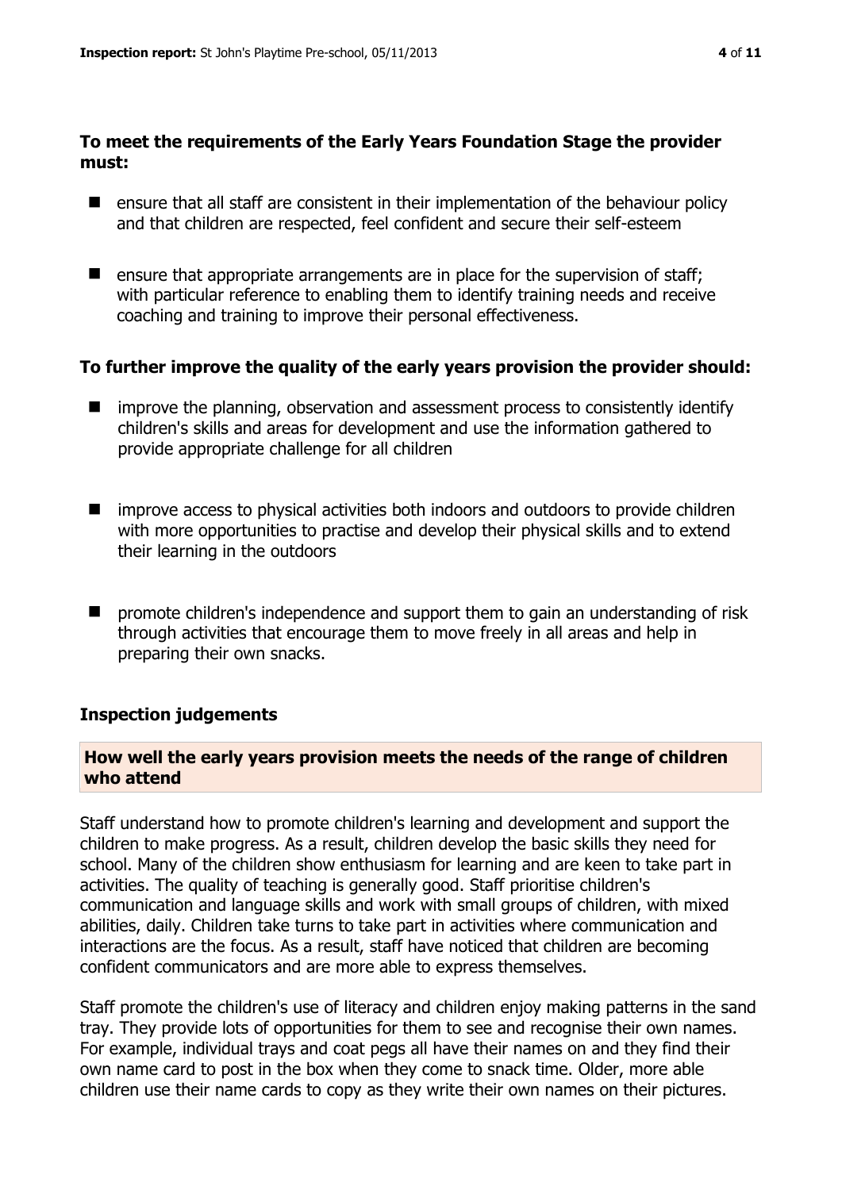**To meet the requirements of the Early Years Foundation Stage the provider must:**

- ensure that all staff are consistent in their implementation of the behaviour policy and that children are respected, feel confident and secure their self-esteem
- ensure that appropriate arrangements are in place for the supervision of staff; with particular reference to enabling them to identify training needs and receive coaching and training to improve their personal effectiveness.

**To further improve the quality of the early years provision the provider should:**

- improve the planning, observation and assessment process to consistently identify children's skills and areas for development and use the information gathered to provide appropriate challenge for all children
- improve access to physical activities both indoors and outdoors to provide children with more opportunities to practise and develop their physical skills and to extend their learning in the outdoors
- promote children's independence and support them to gain an understanding of risk through activities that encourage them to move freely in all areas and help in preparing their own snacks.

## Inspection judgements

### How well the early years provision meets the needs of the range of children who attend

Staff understand how to promote children's learning and development and support the children to make progress. As a result, children develop the basic skills they need for school. Many of the children show enthusiasm for learning and are keen to take part in activities. The quality of teaching is generally good. Staff prioritise children's communication and language skills and work with small groups of children, with mixed abilities, daily. Children take turns to take part in activities where communication and interactions are the focus. As a result, staff have noticed that children are becoming confident communicators and are more able to express themselves.

Staff promote the children's use of literacy and children enjoy making patterns in the sand tray. They provide lots of opportunities for them to see and recognise their own names. For example, individual trays and coat pegs all have their names on and they find their own name card to post in the box when they come to snack time. Older, more able children use their name cards to copy as they write their own names on their pictures.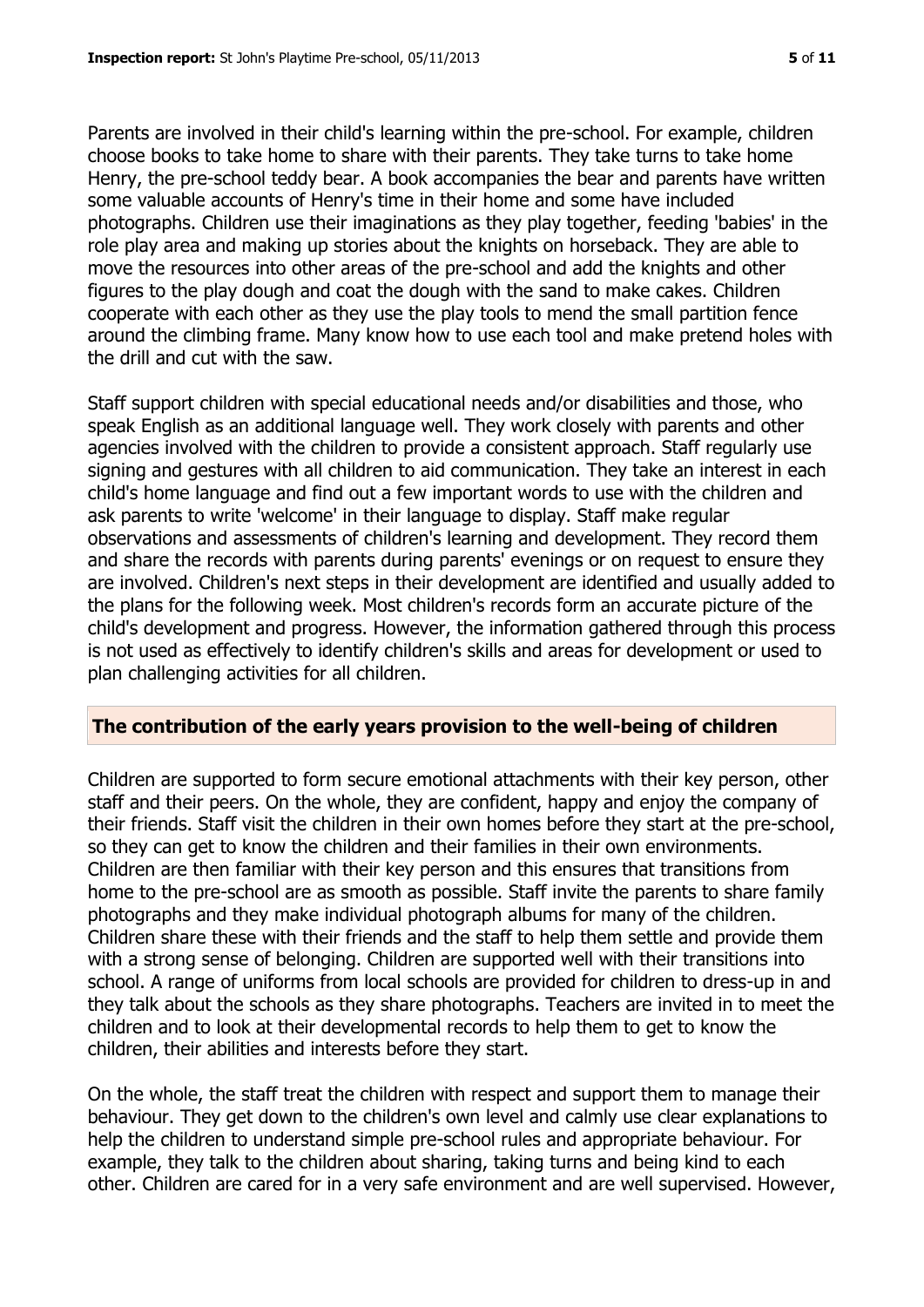Parents are involved in their child's learning within the pre-school. For example, children choose books to take home to share with their parents. They take turns to take home Henry, the pre-school teddy bear. A book accompanies the bear and parents have written some valuable accounts of Henry's time in their home and some have included photographs. Children use their imaginations as they play together, feeding 'babies' in the role play area and making up stories about the knights on horseback. They are able to move the resources into other areas of the pre-school and add the knights and other figures to the play dough and coat the dough with the sand to make cakes. Children cooperate with each other as they use the play tools to mend the small partition fence around the climbing frame. Many know how to use each tool and make pretend holes with the drill and cut with the saw.

Staff support children with special educational needs and/or disabilities and those, who speak English as an additional language well. They work closely with parents and other agencies involved with the children to provide a consistent approach. Staff regularly use signing and gestures with all children to aid communication. They take an interest in each child's home language and find out a few important words to use with the children and ask parents to write 'welcome' in their language to display. Staff make regular observations and assessments of children's learning and development. They record them and share the records with parents during parents' evenings or on request to ensure they are involved. Children's next steps in their development are identified and usually added to the plans for the following week. Most children's records form an accurate picture of the child's development and progress. However, the information gathered through this process is not used as effectively to identify children's skills and areas for development or used to plan challenging activities for all children.

## The contribution of the early years provision to the well-being of children

Children are supported to form secure emotional attachments with their key person, other staff and their peers. On the whole, they are confident, happy and enjoy the company of their friends. Staff visit the children in their own homes before they start at the pre-school, so they can get to know the children and their families in their own environments. Children are then familiar with their key person and this ensures that transitions from home to the pre-school are as smooth as possible. Staff invite the parents to share family photographs and they make individual photograph albums for many of the children. Children share these with their friends and the staff to help them settle and provide them with a strong sense of belonging. Children are supported well with their transitions into school. A range of uniforms from local schools are provided for children to dress-up in and they talk about the schools as they share photographs. Teachers are invited in to meet the children and to look at their developmental records to help them to get to know the children, their abilities and interests before they start.

On the whole, the staff treat the children with respect and support them to manage their behaviour. They get down to the children's own level and calmly use clear explanations to help the children to understand simple pre-school rules and appropriate behaviour. For example, they talk to the children about sharing, taking turns and being kind to each other. Children are cared for in a very safe environment and are well supervised. However,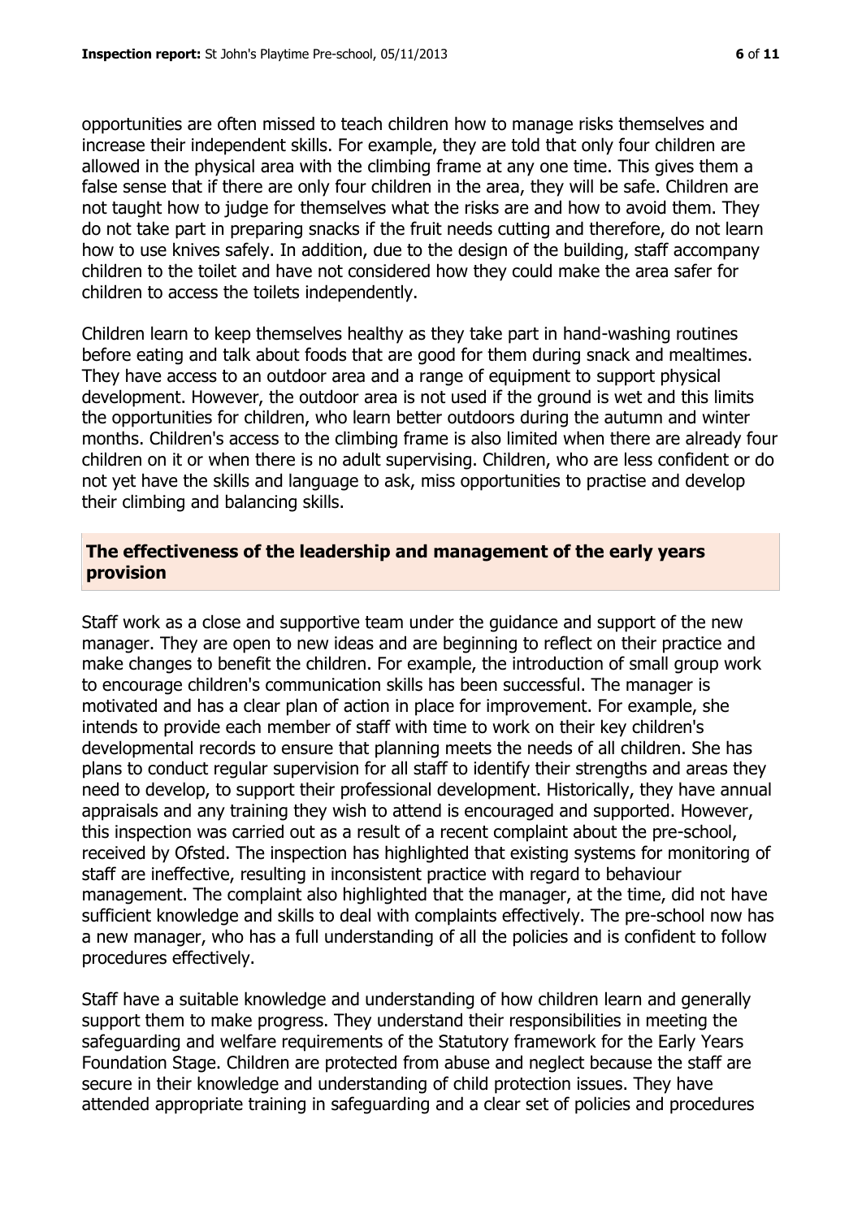opportunities are often missed to teach children how to manage risks themselves and increase their independent skills. For example, they are told that only four children are allowed in the physical area with the climbing frame at any one time. This gives them a false sense that if there are only four children in the area, they will be safe. Children are not taught how to judge for themselves what the risks are and how to avoid them. They do not take part in preparing snacks if the fruit needs cutting and therefore, do not learn how to use knives safely. In addition, due to the design of the building, staff accompany children to the toilet and have not considered how they could make the area safer for children to access the toilets independently.

Children learn to keep themselves healthy as they take part in hand-washing routines before eating and talk about foods that are good for them during snack and mealtimes. They have access to an outdoor area and a range of equipment to support physical development. However, the outdoor area is not used if the ground is wet and this limits the opportunities for children, who learn better outdoors during the autumn and winter months. Children's access to the climbing frame is also limited when there are already four children on it or when there is no adult supervising. Children, who are less confident or do not yet have the skills and language to ask, miss opportunities to practise and develop their climbing and balancing skills.

## The effectiveness of the leadership and management of the early years provision

Staff work as a close and supportive team under the guidance and support of the new manager. They are open to new ideas and are beginning to reflect on their practice and make changes to benefit the children. For example, the introduction of small group work to encourage children's communication skills has been successful. The manager is motivated and has a clear plan of action in place for improvement. For example, she intends to provide each member of staff with time to work on their key children's developmental records to ensure that planning meets the needs of all children. She has plans to conduct regular supervision for all staff to identify their strengths and areas they need to develop, to support their professional development. Historically, they have annual appraisals and any training they wish to attend is encouraged and supported. However, this inspection was carried out as a result of a recent complaint about the pre-school, received by Ofsted. The inspection has highlighted that existing systems for monitoring of staff are ineffective, resulting in inconsistent practice with regard to behaviour management. The complaint also highlighted that the manager, at the time, did not have sufficient knowledge and skills to deal with complaints effectively. The pre-school now has a new manager, who has a full understanding of all the policies and is confident to follow procedures effectively.

Staff have a suitable knowledge and understanding of how children learn and generally support them to make progress. They understand their responsibilities in meeting the safeguarding and welfare requirements of the Statutory framework for the Early Years Foundation Stage. Children are protected from abuse and neglect because the staff are secure in their knowledge and understanding of child protection issues. They have attended appropriate training in safeguarding and a clear set of policies and procedures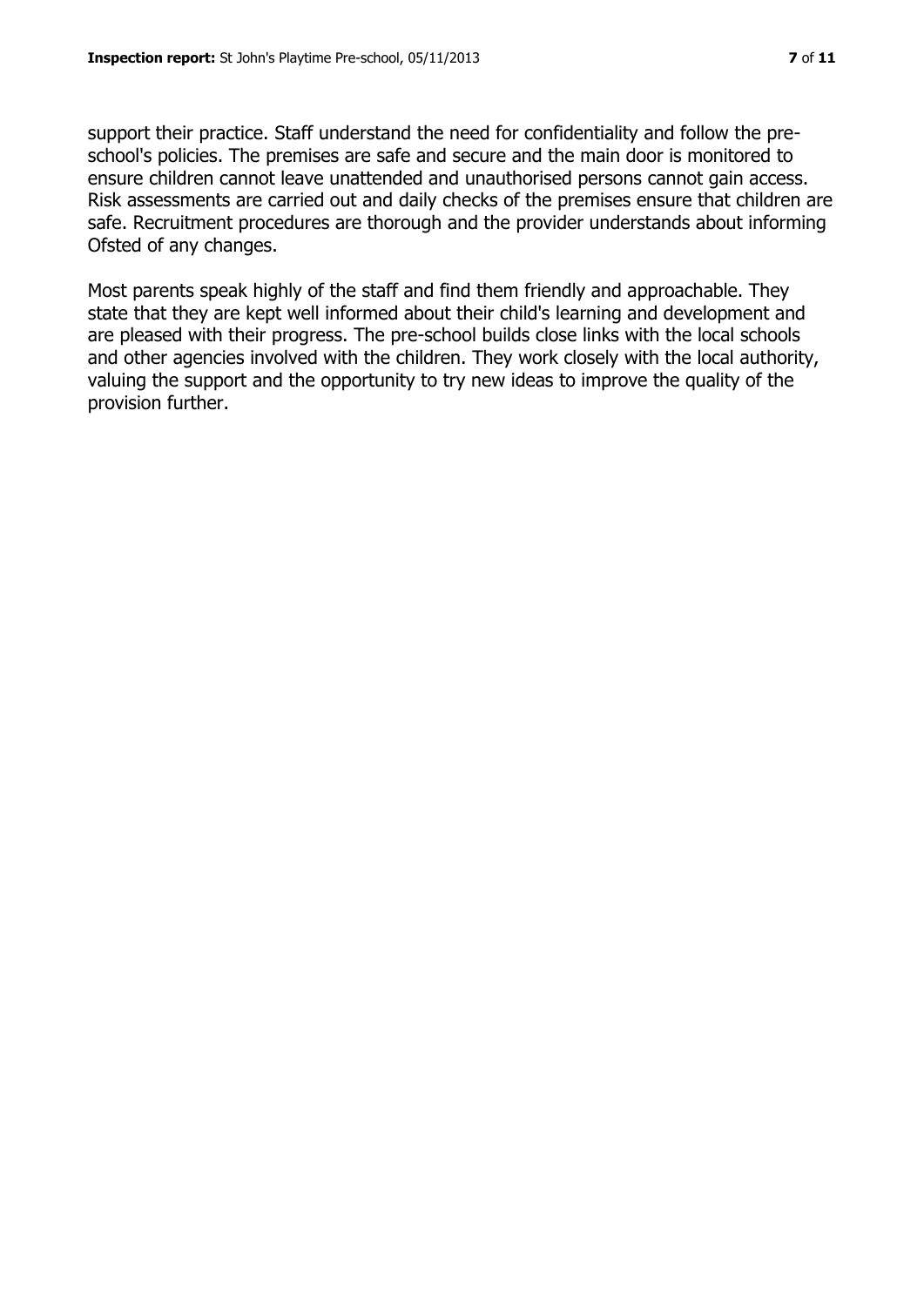support their practice. Staff understand the need for confidentiality and follow the pre-school's policies. The premises are safe and secure and the main door is monitored to ensure children cannot leave unattended and unauthorised persons cannot gain access. Risk assessments are carried out and daily checks of the premises ensure that children are safe. Recruitment procedures are thorough and the provider understands about informing Ofsted of any changes.

Most parents speak highly of the staff and find them friendly and approachable. They state that they are kept well informed about their child's learning and development and are pleased with their progress. The pre-school builds close links with the local schools and other agencies involved with the children. They work closely with the local authority, valuing the support and the opportunity to try new ideas to improve the quality of the provision further.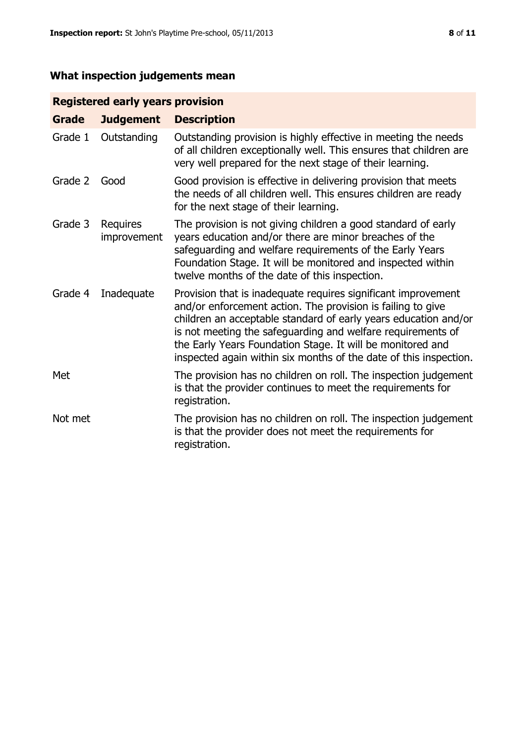## What inspection judgements mean

| Registered early years provision | | |
| --- | --- | --- |
| **Grade** | **Judgement** | **Description** |
| Grade 1 | Outstanding | Outstanding provision is highly effective in meeting the needs of all children exceptionally well. This ensures that children are very well prepared for the next stage of their learning. |
| Grade 2 | Good | Good provision is effective in delivering provision that meets the needs of all children well. This ensures children are ready for the next stage of their learning. |
| Grade 3 | Requires improvement | The provision is not giving children a good standard of early years education and/or there are minor breaches of the safeguarding and welfare requirements of the Early Years Foundation Stage. It will be monitored and inspected within twelve months of the date of this inspection. |
| Grade 4 | Inadequate | Provision that is inadequate requires significant improvement and/or enforcement action. The provision is failing to give children an acceptable standard of early years education and/or is not meeting the safeguarding and welfare requirements of the Early Years Foundation Stage. It will be monitored and inspected again within six months of the date of this inspection. |
| Met | | The provision has no children on roll. The inspection judgement is that the provider continues to meet the requirements for registration. |
| Not met | | The provision has no children on roll. The inspection judgement is that the provider does not meet the requirements for registration. |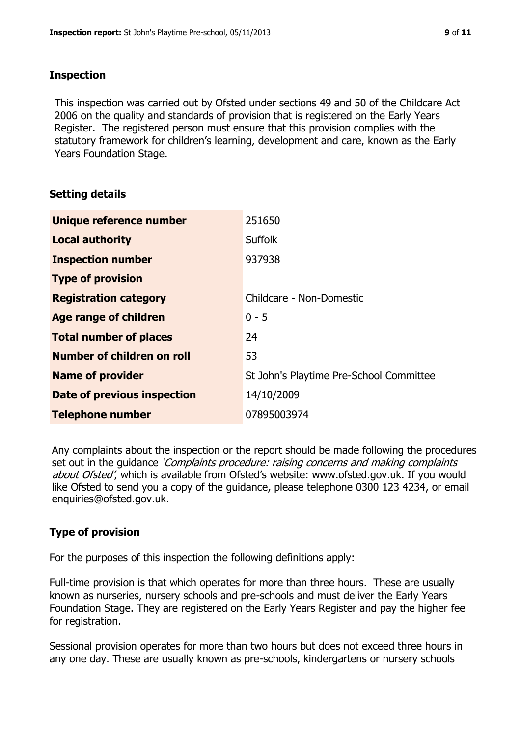## Inspection

This inspection was carried out by Ofsted under sections 49 and 50 of the Childcare Act 2006 on the quality and standards of provision that is registered on the Early Years Register. The registered person must ensure that this provision complies with the statutory framework for children's learning, development and care, known as the Early Years Foundation Stage.

## Setting details

| | |
|---|---|
| **Unique reference number** | 251650 |
| **Local authority** | Suffolk |
| **Inspection number** | 937938 |
| **Type of provision** | |
| **Registration category** | Childcare - Non-Domestic |
| **Age range of children** | 0 - 5 |
| **Total number of places** | 24 |
| **Number of children on roll** | 53 |
| **Name of provider** | St John's Playtime Pre-School Committee |
| **Date of previous inspection** | 14/10/2009 |
| **Telephone number** | 07895003974 |

Any complaints about the inspection or the report should be made following the procedures set out in the guidance *'Complaints procedure: raising concerns and making complaints about Ofsted'*, which is available from Ofsted's website: www.ofsted.gov.uk. If you would like Ofsted to send you a copy of the guidance, please telephone 0300 123 4234, or email enquiries@ofsted.gov.uk.

## Type of provision

For the purposes of this inspection the following definitions apply:

Full-time provision is that which operates for more than three hours. These are usually known as nurseries, nursery schools and pre-schools and must deliver the Early Years Foundation Stage. They are registered on the Early Years Register and pay the higher fee for registration.

Sessional provision operates for more than two hours but does not exceed three hours in any one day. These are usually known as pre-schools, kindergartens or nursery schools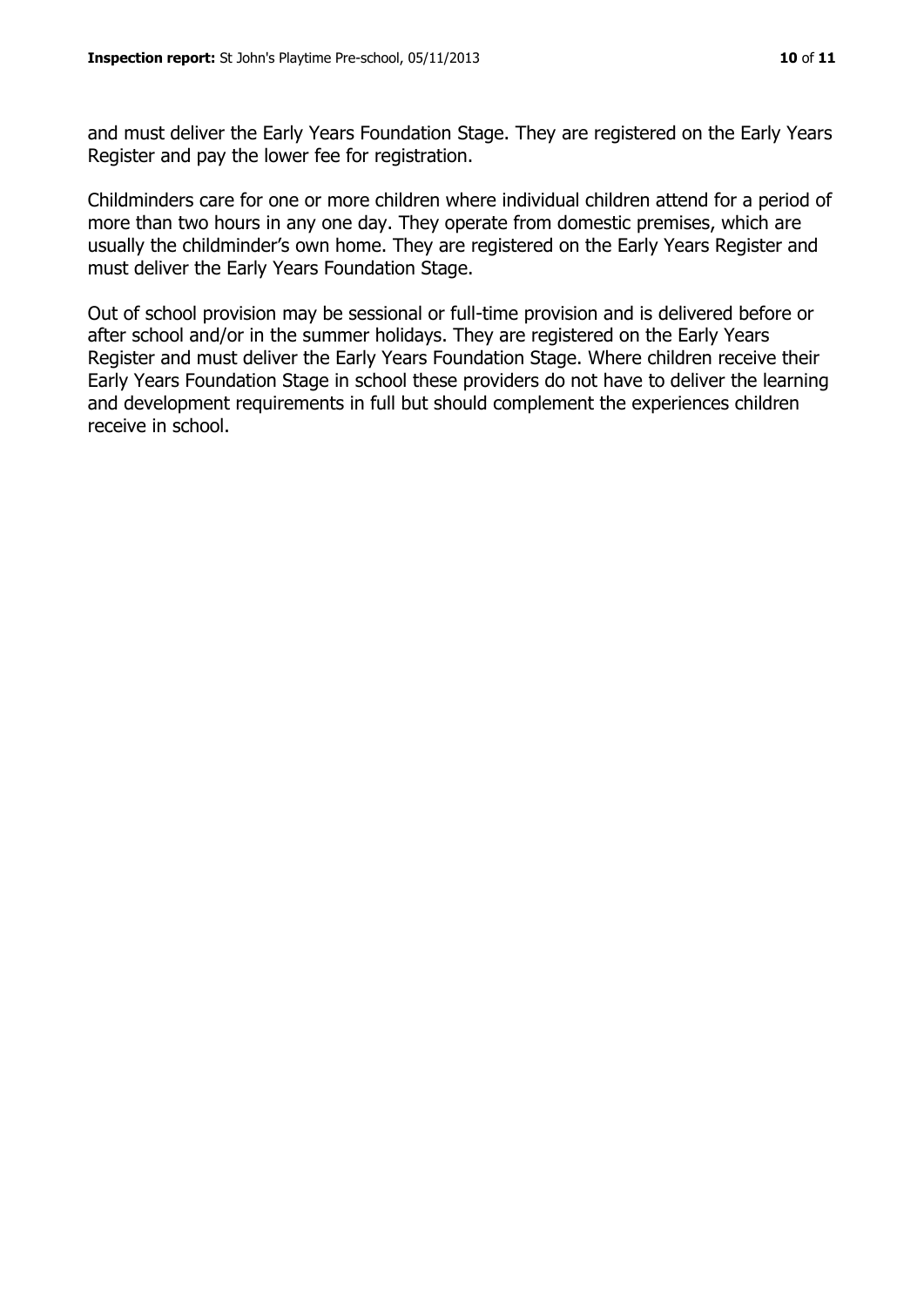and must deliver the Early Years Foundation Stage. They are registered on the Early Years Register and pay the lower fee for registration.

Childminders care for one or more children where individual children attend for a period of more than two hours in any one day. They operate from domestic premises, which are usually the childminder's own home. They are registered on the Early Years Register and must deliver the Early Years Foundation Stage.

Out of school provision may be sessional or full-time provision and is delivered before or after school and/or in the summer holidays. They are registered on the Early Years Register and must deliver the Early Years Foundation Stage. Where children receive their Early Years Foundation Stage in school these providers do not have to deliver the learning and development requirements in full but should complement the experiences children receive in school.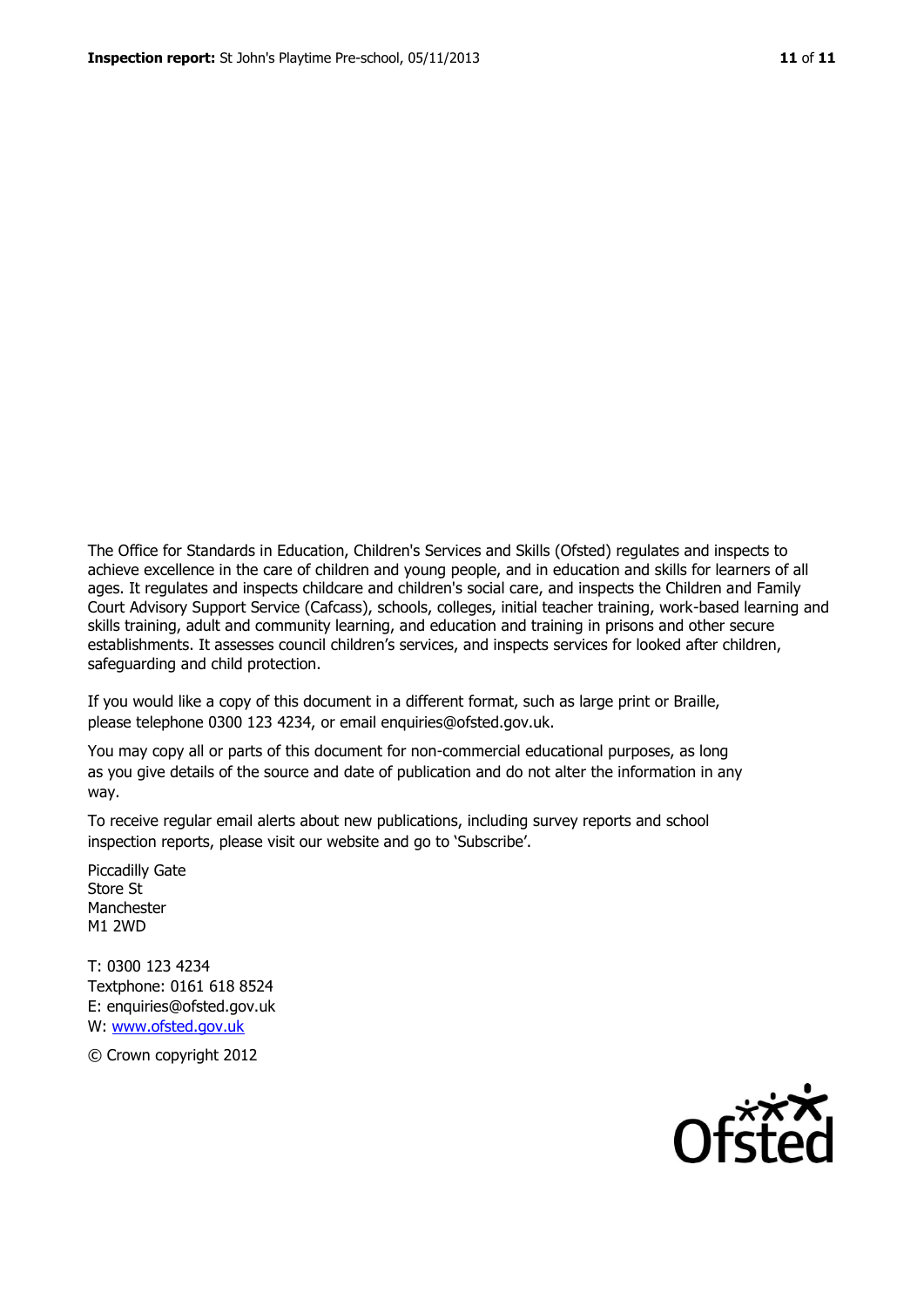The Office for Standards in Education, Children's Services and Skills (Ofsted) regulates and inspects to achieve excellence in the care of children and young people, and in education and skills for learners of all ages. It regulates and inspects childcare and children's social care, and inspects the Children and Family Court Advisory Support Service (Cafcass), schools, colleges, initial teacher training, work-based learning and skills training, adult and community learning, and education and training in prisons and other secure establishments. It assesses council children's services, and inspects services for looked after children, safeguarding and child protection.

If you would like a copy of this document in a different format, such as large print or Braille, please telephone 0300 123 4234, or email enquiries@ofsted.gov.uk.

You may copy all or parts of this document for non-commercial educational purposes, as long as you give details of the source and date of publication and do not alter the information in any way.

To receive regular email alerts about new publications, including survey reports and school inspection reports, please visit our website and go to 'Subscribe'.

Piccadilly Gate
Store St
Manchester
M1 2WD

T: 0300 123 4234
Textphone: 0161 618 8524
E: enquiries@ofsted.gov.uk
W: www.ofsted.gov.uk

© Crown copyright 2012

Ofsted